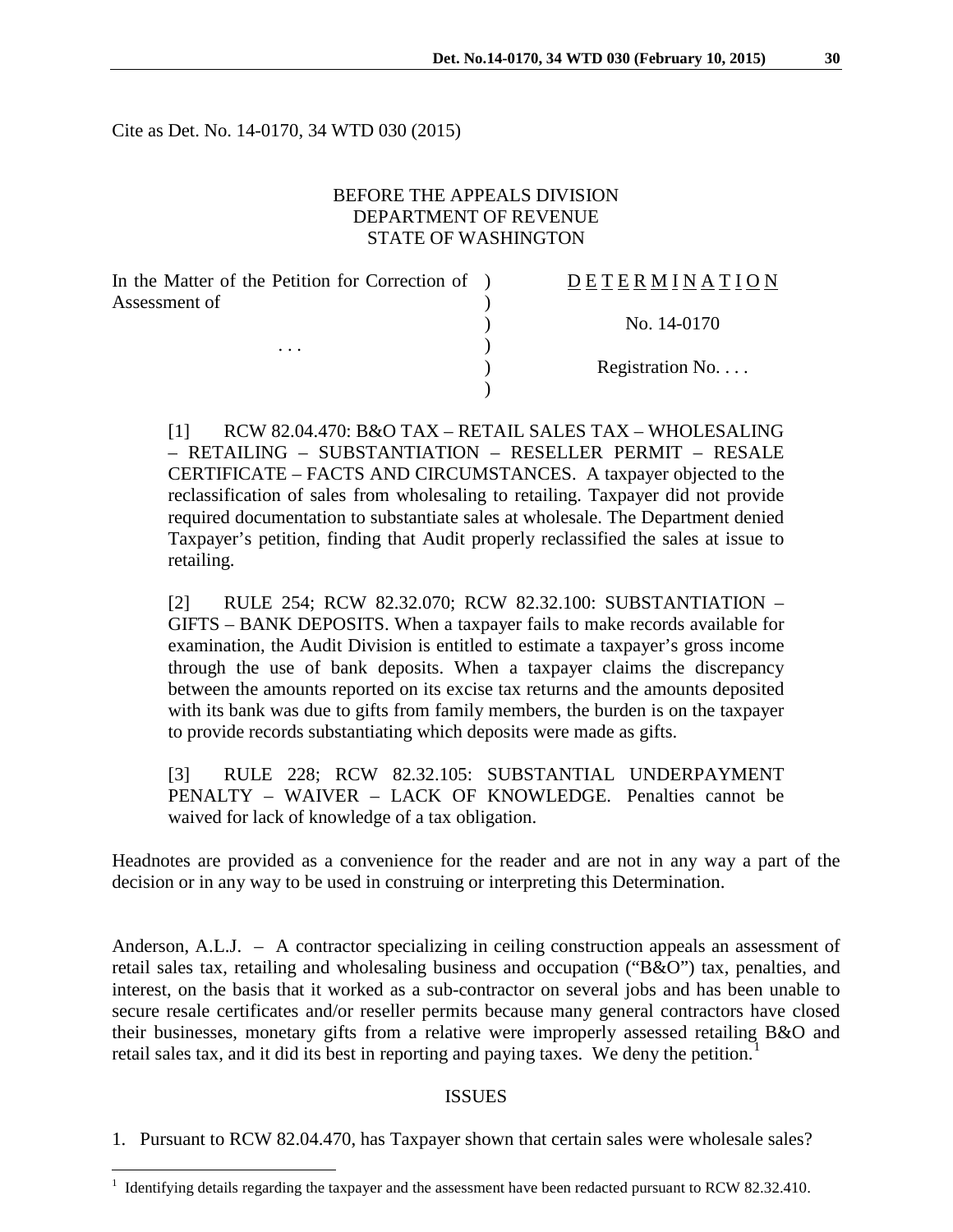Cite as Det. No. 14-0170, 34 WTD 030 (2015)

BEFORE THE APPEALS DIVISION
DEPARTMENT OF REVENUE
STATE OF WASHINGTON

| | | |
|---|---|---|
| In the Matter of the Petition for Correction of Assessment of | ) | D E T E R M I N A T I O N |
| | ) | |
| | ) | No. 14-0170 |
| . . . | ) | |
| | ) | Registration No. . . . |
| | ) | |

[1] RCW 82.04.470: B&O TAX – RETAIL SALES TAX – WHOLESALING – RETAILING – SUBSTANTIATION – RESELLER PERMIT – RESALE CERTIFICATE – FACTS AND CIRCUMSTANCES. A taxpayer objected to the reclassification of sales from wholesaling to retailing. Taxpayer did not provide required documentation to substantiate sales at wholesale. The Department denied Taxpayer's petition, finding that Audit properly reclassified the sales at issue to retailing.

[2] RULE 254; RCW 82.32.070; RCW 82.32.100: SUBSTANTIATION – GIFTS – BANK DEPOSITS. When a taxpayer fails to make records available for examination, the Audit Division is entitled to estimate a taxpayer's gross income through the use of bank deposits. When a taxpayer claims the discrepancy between the amounts reported on its excise tax returns and the amounts deposited with its bank was due to gifts from family members, the burden is on the taxpayer to provide records substantiating which deposits were made as gifts.

[3] RULE 228; RCW 82.32.105: SUBSTANTIAL UNDERPAYMENT PENALTY – WAIVER – LACK OF KNOWLEDGE. Penalties cannot be waived for lack of knowledge of a tax obligation.

Headnotes are provided as a convenience for the reader and are not in any way a part of the decision or in any way to be used in construing or interpreting this Determination.

Anderson, A.L.J. – A contractor specializing in ceiling construction appeals an assessment of retail sales tax, retailing and wholesaling business and occupation ("B&O") tax, penalties, and interest, on the basis that it worked as a sub-contractor on several jobs and has been unable to secure resale certificates and/or reseller permits because many general contractors have closed their businesses, monetary gifts from a relative were improperly assessed retailing B&O and retail sales tax, and it did its best in reporting and paying taxes. We deny the petition.[1]

## ISSUES

1. Pursuant to RCW 82.04.470, has Taxpayer shown that certain sales were wholesale sales?

[1] Identifying details regarding the taxpayer and the assessment have been redacted pursuant to RCW 82.32.410.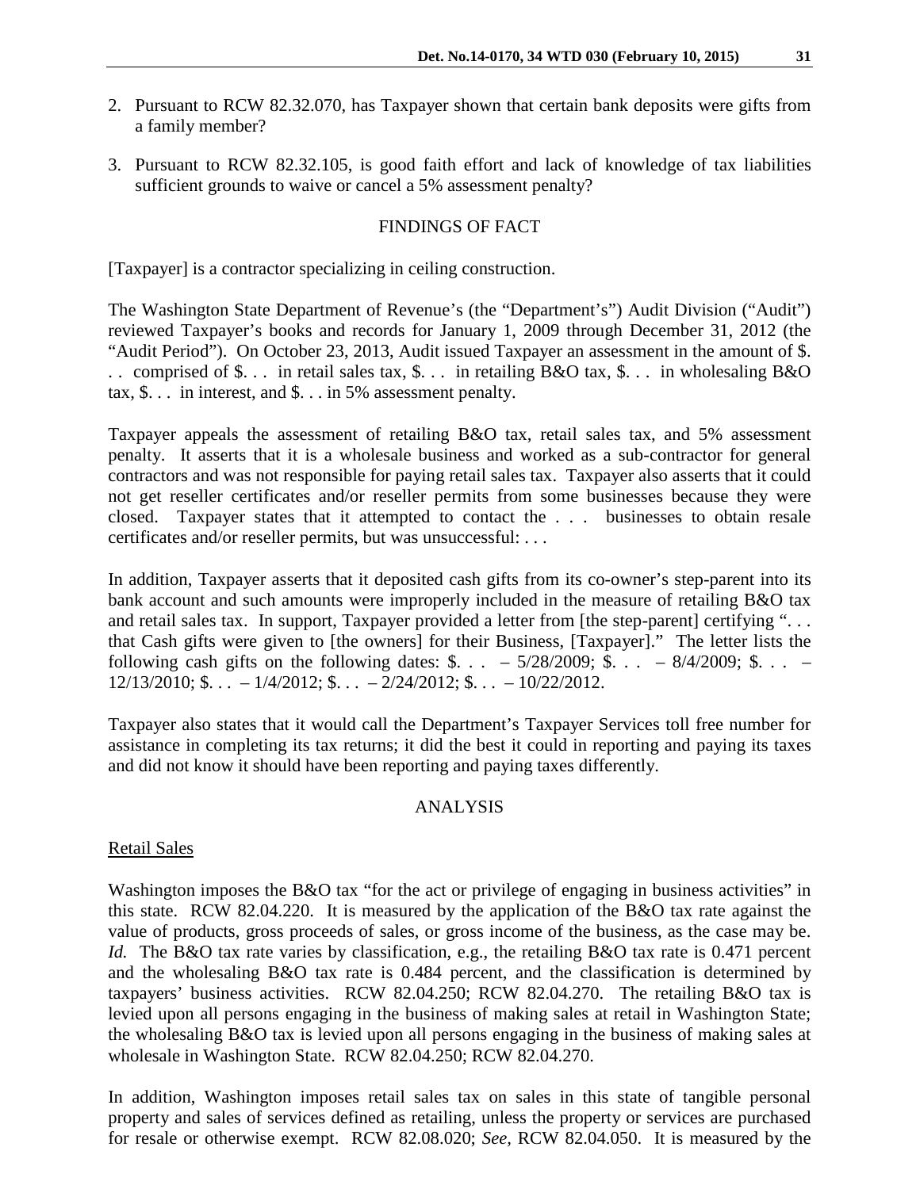2. Pursuant to RCW 82.32.070, has Taxpayer shown that certain bank deposits were gifts from a family member?

3. Pursuant to RCW 82.32.105, is good faith effort and lack of knowledge of tax liabilities sufficient grounds to waive or cancel a 5% assessment penalty?

## FINDINGS OF FACT

[Taxpayer] is a contractor specializing in ceiling construction.

The Washington State Department of Revenue's (the "Department's") Audit Division ("Audit") reviewed Taxpayer's books and records for January 1, 2009 through December 31, 2012 (the "Audit Period"). On October 23, 2013, Audit issued Taxpayer an assessment in the amount of $. . . comprised of $. . . in retail sales tax, $. . . in retailing B&O tax, $. . . in wholesaling B&O tax, $. . . in interest, and $. . . in 5% assessment penalty.

Taxpayer appeals the assessment of retailing B&O tax, retail sales tax, and 5% assessment penalty. It asserts that it is a wholesale business and worked as a sub-contractor for general contractors and was not responsible for paying retail sales tax. Taxpayer also asserts that it could not get reseller certificates and/or reseller permits from some businesses because they were closed. Taxpayer states that it attempted to contact the . . . businesses to obtain resale certificates and/or reseller permits, but was unsuccessful: . . .

In addition, Taxpayer asserts that it deposited cash gifts from its co-owner's step-parent into its bank account and such amounts were improperly included in the measure of retailing B&O tax and retail sales tax. In support, Taxpayer provided a letter from [the step-parent] certifying ". . . that Cash gifts were given to [the owners] for their Business, [Taxpayer]." The letter lists the following cash gifts on the following dates: $. . . – 5/28/2009; $. . . – 8/4/2009; $. . . – 12/13/2010; $. . . – 1/4/2012; $. . . – 2/24/2012; $. . . – 10/22/2012.

Taxpayer also states that it would call the Department's Taxpayer Services toll free number for assistance in completing its tax returns; it did the best it could in reporting and paying its taxes and did not know it should have been reporting and paying taxes differently.

## ANALYSIS

### Retail Sales

Washington imposes the B&O tax "for the act or privilege of engaging in business activities" in this state. RCW 82.04.220. It is measured by the application of the B&O tax rate against the value of products, gross proceeds of sales, or gross income of the business, as the case may be. *Id.* The B&O tax rate varies by classification, e.g., the retailing B&O tax rate is 0.471 percent and the wholesaling B&O tax rate is 0.484 percent, and the classification is determined by taxpayers' business activities. RCW 82.04.250; RCW 82.04.270. The retailing B&O tax is levied upon all persons engaging in the business of making sales at retail in Washington State; the wholesaling B&O tax is levied upon all persons engaging in the business of making sales at wholesale in Washington State. RCW 82.04.250; RCW 82.04.270.

In addition, Washington imposes retail sales tax on sales in this state of tangible personal property and sales of services defined as retailing, unless the property or services are purchased for resale or otherwise exempt. RCW 82.08.020; *See*, RCW 82.04.050. It is measured by the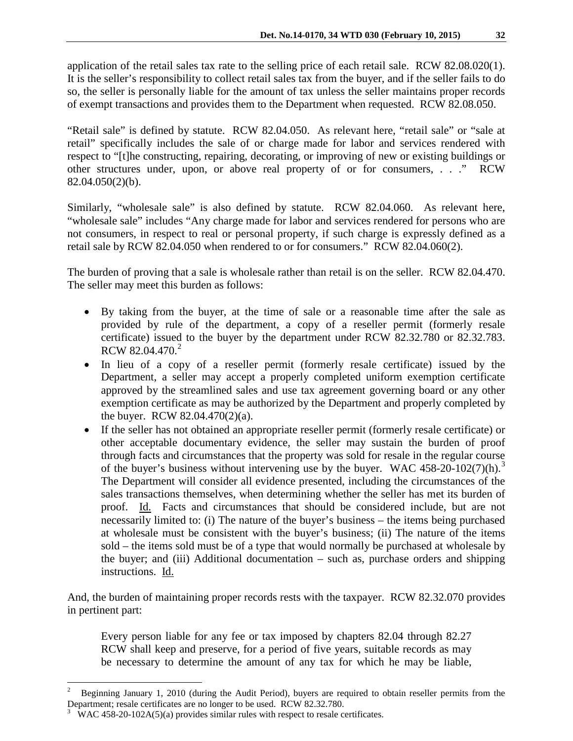application of the retail sales tax rate to the selling price of each retail sale. RCW 82.08.020(1). It is the seller's responsibility to collect retail sales tax from the buyer, and if the seller fails to do so, the seller is personally liable for the amount of tax unless the seller maintains proper records of exempt transactions and provides them to the Department when requested. RCW 82.08.050.

"Retail sale" is defined by statute. RCW 82.04.050. As relevant here, "retail sale" or "sale at retail" specifically includes the sale of or charge made for labor and services rendered with respect to "[t]he constructing, repairing, decorating, or improving of new or existing buildings or other structures under, upon, or above real property of or for consumers, . . ." RCW 82.04.050(2)(b).

Similarly, "wholesale sale" is also defined by statute. RCW 82.04.060. As relevant here, "wholesale sale" includes "Any charge made for labor and services rendered for persons who are not consumers, in respect to real or personal property, if such charge is expressly defined as a retail sale by RCW 82.04.050 when rendered to or for consumers." RCW 82.04.060(2).

The burden of proving that a sale is wholesale rather than retail is on the seller. RCW 82.04.470. The seller may meet this burden as follows:

- By taking from the buyer, at the time of sale or a reasonable time after the sale as provided by rule of the department, a copy of a reseller permit (formerly resale certificate) issued to the buyer by the department under RCW 82.32.780 or 82.32.783. RCW 82.04.470.[2]
- In lieu of a copy of a reseller permit (formerly resale certificate) issued by the Department, a seller may accept a properly completed uniform exemption certificate approved by the streamlined sales and use tax agreement governing board or any other exemption certificate as may be authorized by the Department and properly completed by the buyer. RCW 82.04.470(2)(a).
- If the seller has not obtained an appropriate reseller permit (formerly resale certificate) or other acceptable documentary evidence, the seller may sustain the burden of proof through facts and circumstances that the property was sold for resale in the regular course of the buyer's business without intervening use by the buyer. WAC 458-20-102(7)(h).[3] The Department will consider all evidence presented, including the circumstances of the sales transactions themselves, when determining whether the seller has met its burden of proof. Id. Facts and circumstances that should be considered include, but are not necessarily limited to: (i) The nature of the buyer's business – the items being purchased at wholesale must be consistent with the buyer's business; (ii) The nature of the items sold – the items sold must be of a type that would normally be purchased at wholesale by the buyer; and (iii) Additional documentation – such as, purchase orders and shipping instructions. Id.

And, the burden of maintaining proper records rests with the taxpayer. RCW 82.32.070 provides in pertinent part:

> Every person liable for any fee or tax imposed by chapters 82.04 through 82.27 RCW shall keep and preserve, for a period of five years, suitable records as may be necessary to determine the amount of any tax for which he may be liable,

---

[2] Beginning January 1, 2010 (during the Audit Period), buyers are required to obtain reseller permits from the Department; resale certificates are no longer to be used. RCW 82.32.780.

[3] WAC 458-20-102A(5)(a) provides similar rules with respect to resale certificates.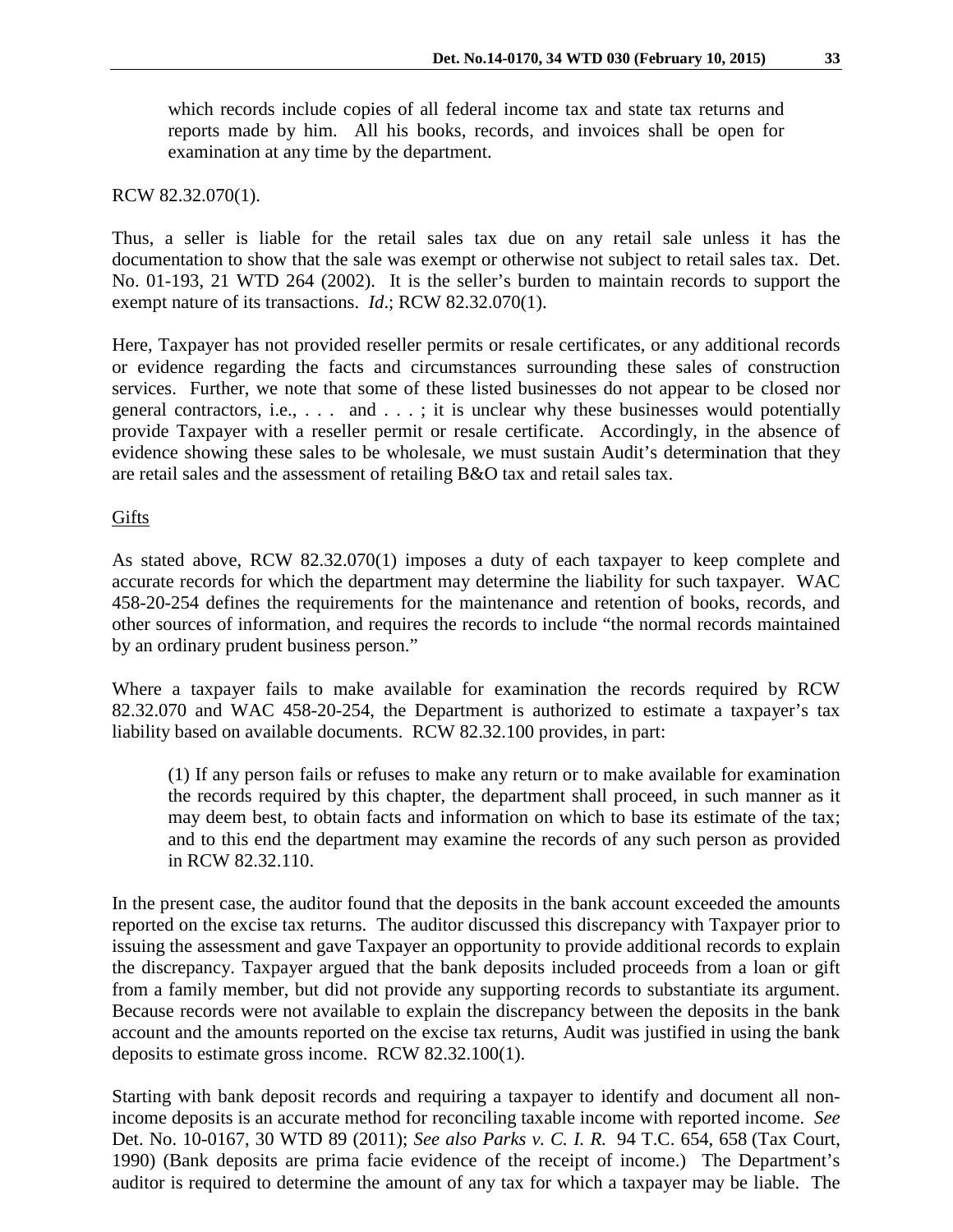> which records include copies of all federal income tax and state tax returns and reports made by him. All his books, records, and invoices shall be open for examination at any time by the department.

RCW 82.32.070(1).

Thus, a seller is liable for the retail sales tax due on any retail sale unless it has the documentation to show that the sale was exempt or otherwise not subject to retail sales tax. Det. No. 01-193, 21 WTD 264 (2002). It is the seller's burden to maintain records to support the exempt nature of its transactions. *Id*.; RCW 82.32.070(1).

Here, Taxpayer has not provided reseller permits or resale certificates, or any additional records or evidence regarding the facts and circumstances surrounding these sales of construction services. Further, we note that some of these listed businesses do not appear to be closed nor general contractors, i.e., . . . and . . . ; it is unclear why these businesses would potentially provide Taxpayer with a reseller permit or resale certificate. Accordingly, in the absence of evidence showing these sales to be wholesale, we must sustain Audit's determination that they are retail sales and the assessment of retailing B&O tax and retail sales tax.

<u>Gifts</u>

As stated above, RCW 82.32.070(1) imposes a duty of each taxpayer to keep complete and accurate records for which the department may determine the liability for such taxpayer. WAC 458-20-254 defines the requirements for the maintenance and retention of books, records, and other sources of information, and requires the records to include "the normal records maintained by an ordinary prudent business person."

Where a taxpayer fails to make available for examination the records required by RCW 82.32.070 and WAC 458-20-254, the Department is authorized to estimate a taxpayer's tax liability based on available documents. RCW 82.32.100 provides, in part:

> (1) If any person fails or refuses to make any return or to make available for examination the records required by this chapter, the department shall proceed, in such manner as it may deem best, to obtain facts and information on which to base its estimate of the tax; and to this end the department may examine the records of any such person as provided in RCW 82.32.110.

In the present case, the auditor found that the deposits in the bank account exceeded the amounts reported on the excise tax returns. The auditor discussed this discrepancy with Taxpayer prior to issuing the assessment and gave Taxpayer an opportunity to provide additional records to explain the discrepancy. Taxpayer argued that the bank deposits included proceeds from a loan or gift from a family member, but did not provide any supporting records to substantiate its argument. Because records were not available to explain the discrepancy between the deposits in the bank account and the amounts reported on the excise tax returns, Audit was justified in using the bank deposits to estimate gross income. RCW 82.32.100(1).

Starting with bank deposit records and requiring a taxpayer to identify and document all non-income deposits is an accurate method for reconciling taxable income with reported income. *See* Det. No. 10-0167, 30 WTD 89 (2011); *See also Parks v. C. I. R.* 94 T.C. 654, 658 (Tax Court, 1990) (Bank deposits are prima facie evidence of the receipt of income.) The Department's auditor is required to determine the amount of any tax for which a taxpayer may be liable. The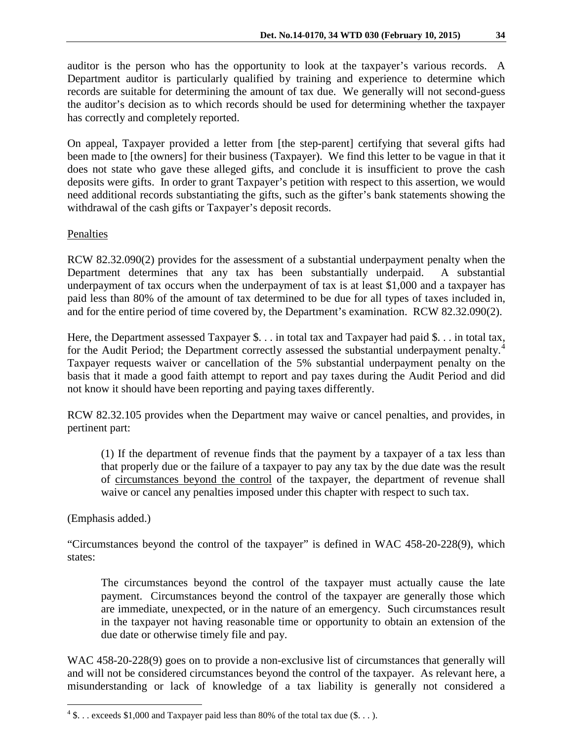auditor is the person who has the opportunity to look at the taxpayer's various records. A Department auditor is particularly qualified by training and experience to determine which records are suitable for determining the amount of tax due. We generally will not second-guess the auditor's decision as to which records should be used for determining whether the taxpayer has correctly and completely reported.

On appeal, Taxpayer provided a letter from [the step-parent] certifying that several gifts had been made to [the owners] for their business (Taxpayer). We find this letter to be vague in that it does not state who gave these alleged gifts, and conclude it is insufficient to prove the cash deposits were gifts. In order to grant Taxpayer's petition with respect to this assertion, we would need additional records substantiating the gifts, such as the gifter's bank statements showing the withdrawal of the cash gifts or Taxpayer's deposit records.

Penalties

RCW 82.32.090(2) provides for the assessment of a substantial underpayment penalty when the Department determines that any tax has been substantially underpaid. A substantial underpayment of tax occurs when the underpayment of tax is at least $1,000 and a taxpayer has paid less than 80% of the amount of tax determined to be due for all types of taxes included in, and for the entire period of time covered by, the Department's examination. RCW 82.32.090(2).

Here, the Department assessed Taxpayer $. . . in total tax and Taxpayer had paid $. . . in total tax, for the Audit Period; the Department correctly assessed the substantial underpayment penalty.[4] Taxpayer requests waiver or cancellation of the 5% substantial underpayment penalty on the basis that it made a good faith attempt to report and pay taxes during the Audit Period and did not know it should have been reporting and paying taxes differently.

RCW 82.32.105 provides when the Department may waive or cancel penalties, and provides, in pertinent part:

> (1) If the department of revenue finds that the payment by a taxpayer of a tax less than that properly due or the failure of a taxpayer to pay any tax by the due date was the result of <u>circumstances beyond the control</u> of the taxpayer, the department of revenue shall waive or cancel any penalties imposed under this chapter with respect to such tax.

(Emphasis added.)

"Circumstances beyond the control of the taxpayer" is defined in WAC 458-20-228(9), which states:

> The circumstances beyond the control of the taxpayer must actually cause the late payment. Circumstances beyond the control of the taxpayer are generally those which are immediate, unexpected, or in the nature of an emergency. Such circumstances result in the taxpayer not having reasonable time or opportunity to obtain an extension of the due date or otherwise timely file and pay.

WAC 458-20-228(9) goes on to provide a non-exclusive list of circumstances that generally will and will not be considered circumstances beyond the control of the taxpayer. As relevant here, a misunderstanding or lack of knowledge of a tax liability is generally not considered a

---

[4] $. . . exceeds $1,000 and Taxpayer paid less than 80% of the total tax due ($. . . ).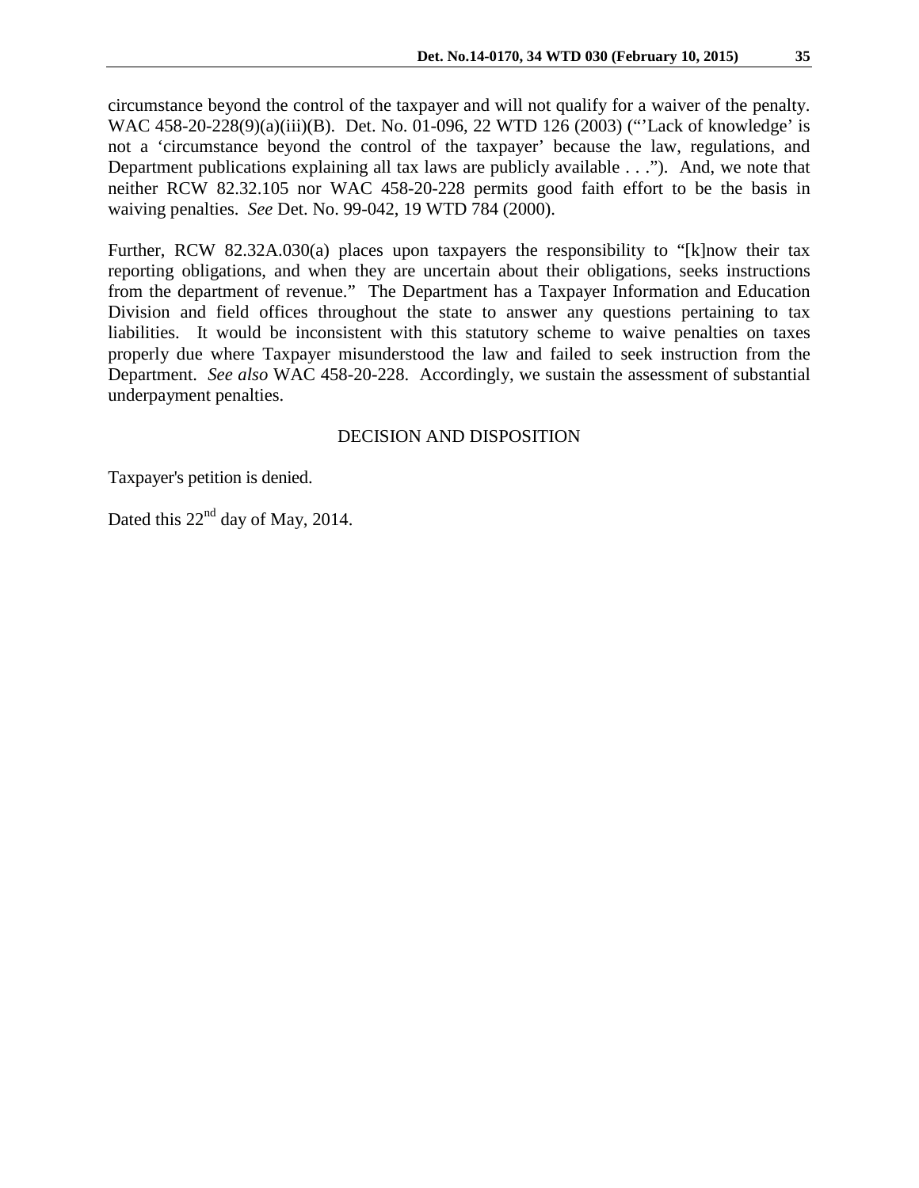circumstance beyond the control of the taxpayer and will not qualify for a waiver of the penalty. WAC 458-20-228(9)(a)(iii)(B). Det. No. 01-096, 22 WTD 126 (2003) ("'Lack of knowledge' is not a 'circumstance beyond the control of the taxpayer' because the law, regulations, and Department publications explaining all tax laws are publicly available . . ."). And, we note that neither RCW 82.32.105 nor WAC 458-20-228 permits good faith effort to be the basis in waiving penalties. *See* Det. No. 99-042, 19 WTD 784 (2000).

Further, RCW 82.32A.030(a) places upon taxpayers the responsibility to "[k]now their tax reporting obligations, and when they are uncertain about their obligations, seeks instructions from the department of revenue." The Department has a Taxpayer Information and Education Division and field offices throughout the state to answer any questions pertaining to tax liabilities. It would be inconsistent with this statutory scheme to waive penalties on taxes properly due where Taxpayer misunderstood the law and failed to seek instruction from the Department. *See also* WAC 458-20-228. Accordingly, we sustain the assessment of substantial underpayment penalties.

## DECISION AND DISPOSITION

Taxpayer's petition is denied.

Dated this 22nd day of May, 2014.